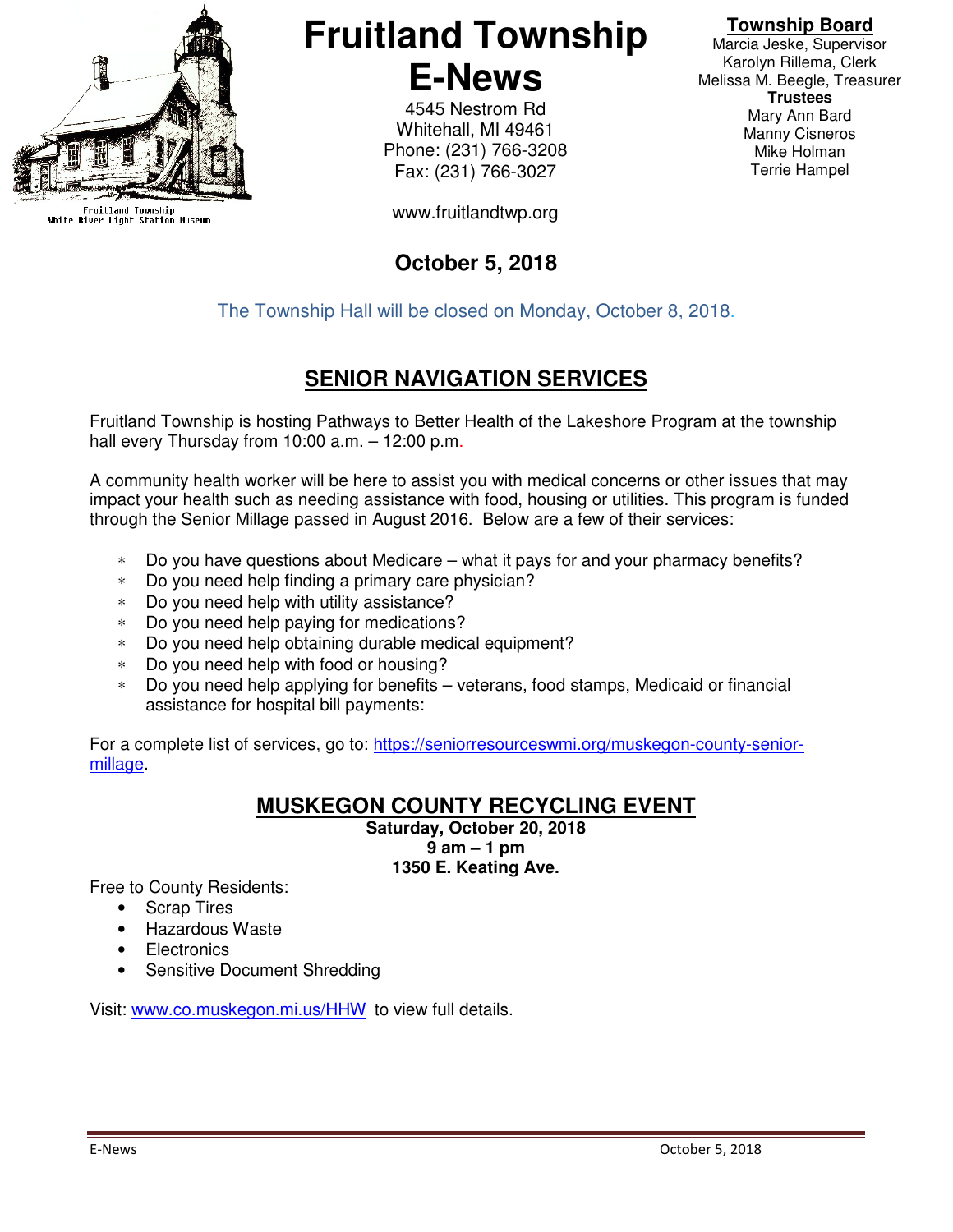Fruitland Township
White River Light Station Museum

# Fruitland Township E-News

4545 Nestrom Rd
Whitehall, MI 49461
Phone: (231) 766-3208
Fax: (231) 766-3027

www.fruitlandtwp.org

**Township Board**
Marcia Jeske, Supervisor
Karolyn Rillema, Clerk
Melissa M. Beegle, Treasurer
**Trustees**
Mary Ann Bard
Manny Cisneros
Mike Holman
Terrie Hampel

**October 5, 2018**

The Township Hall will be closed on Monday, October 8, 2018.

## SENIOR NAVIGATION SERVICES

Fruitland Township is hosting Pathways to Better Health of the Lakeshore Program at the township hall every Thursday from 10:00 a.m. – 12:00 p.m.

A community health worker will be here to assist you with medical concerns or other issues that may impact your health such as needing assistance with food, housing or utilities. This program is funded through the Senior Millage passed in August 2016. Below are a few of their services:

- Do you have questions about Medicare – what it pays for and your pharmacy benefits?
- Do you need help finding a primary care physician?
- Do you need help with utility assistance?
- Do you need help paying for medications?
- Do you need help obtaining durable medical equipment?
- Do you need help with food or housing?
- Do you need help applying for benefits – veterans, food stamps, Medicaid or financial assistance for hospital bill payments:

For a complete list of services, go to: https://seniorresourceswmi.org/muskegon-county-senior-millage.

## MUSKEGON COUNTY RECYCLING EVENT

**Saturday, October 20, 2018**
**9 am – 1 pm**
**1350 E. Keating Ave.**

Free to County Residents:

- Scrap Tires
- Hazardous Waste
- Electronics
- Sensitive Document Shredding

Visit: www.co.muskegon.mi.us/HHW to view full details.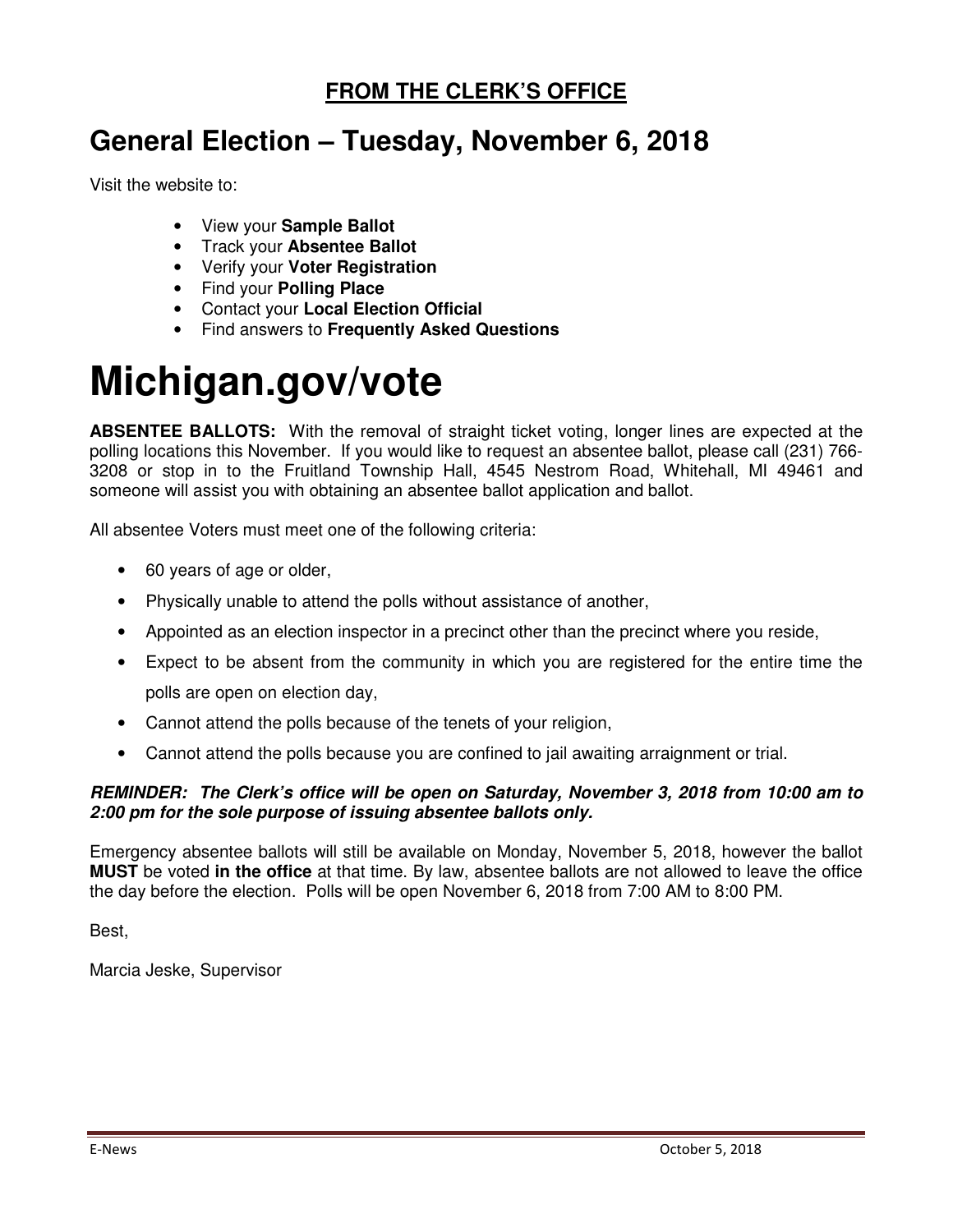**FROM THE CLERK'S OFFICE**

## General Election – Tuesday, November 6, 2018

Visit the website to:

- View your **Sample Ballot**
- Track your **Absentee Ballot**
- Verify your **Voter Registration**
- Find your **Polling Place**
- Contact your **Local Election Official**
- Find answers to **Frequently Asked Questions**

# Michigan.gov/vote

**ABSENTEE BALLOTS:** With the removal of straight ticket voting, longer lines are expected at the polling locations this November. If you would like to request an absentee ballot, please call (231) 766-3208 or stop in to the Fruitland Township Hall, 4545 Nestrom Road, Whitehall, MI 49461 and someone will assist you with obtaining an absentee ballot application and ballot.

All absentee Voters must meet one of the following criteria:

- 60 years of age or older,
- Physically unable to attend the polls without assistance of another,
- Appointed as an election inspector in a precinct other than the precinct where you reside,
- Expect to be absent from the community in which you are registered for the entire time the polls are open on election day,
- Cannot attend the polls because of the tenets of your religion,
- Cannot attend the polls because you are confined to jail awaiting arraignment or trial.

***REMINDER: The Clerk's office will be open on Saturday, November 3, 2018 from 10:00 am to 2:00 pm for the sole purpose of issuing absentee ballots only.***

Emergency absentee ballots will still be available on Monday, November 5, 2018, however the ballot **MUST** be voted **in the office** at that time. By law, absentee ballots are not allowed to leave the office the day before the election. Polls will be open November 6, 2018 from 7:00 AM to 8:00 PM.

Best,

Marcia Jeske, Supervisor